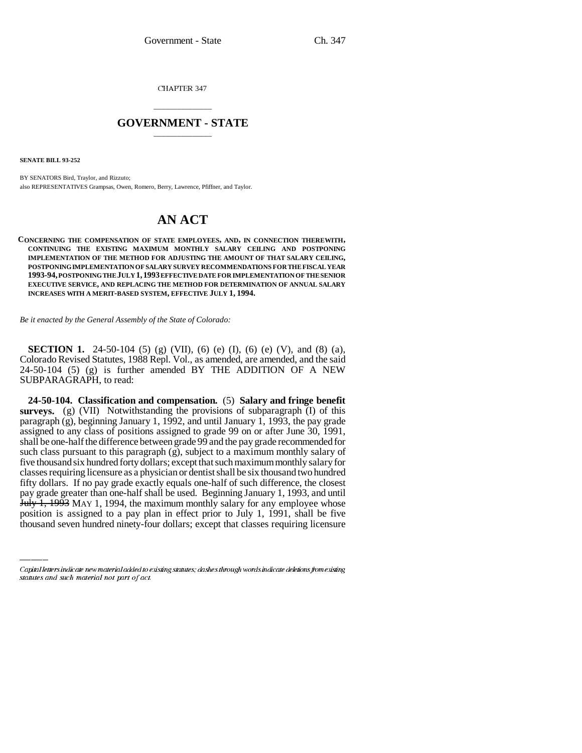CHAPTER 347

## GOVERNMENT - STATE

**SENATE BILL 93-252**

BY SENATORS Bird, Traylor, and Rizzuto;
also REPRESENTATIVES Grampsas, Owen, Romero, Berry, Lawrence, Pfiffner, and Taylor.

# AN ACT

**CONCERNING THE COMPENSATION OF STATE EMPLOYEES, AND, IN CONNECTION THEREWITH, CONTINUING THE EXISTING MAXIMUM MONTHLY SALARY CEILING AND POSTPONING IMPLEMENTATION OF THE METHOD FOR ADJUSTING THE AMOUNT OF THAT SALARY CEILING, POSTPONING IMPLEMENTATION OF SALARY SURVEY RECOMMENDATIONS FOR THE FISCAL YEAR 1993-94, POSTPONING THE JULY 1, 1993 EFFECTIVE DATE FOR IMPLEMENTATION OF THE SENIOR EXECUTIVE SERVICE, AND REPLACING THE METHOD FOR DETERMINATION OF ANNUAL SALARY INCREASES WITH A MERIT-BASED SYSTEM, EFFECTIVE JULY 1, 1994.**

*Be it enacted by the General Assembly of the State of Colorado:*

**SECTION 1.** 24-50-104 (5) (g) (VII), (6) (e) (I), (6) (e) (V), and (8) (a), Colorado Revised Statutes, 1988 Repl. Vol., as amended, are amended, and the said 24-50-104 (5) (g) is further amended BY THE ADDITION OF A NEW SUBPARAGRAPH, to read:

**24-50-104. Classification and compensation.** (5) **Salary and fringe benefit surveys.** (g) (VII) Notwithstanding the provisions of subparagraph (I) of this paragraph (g), beginning January 1, 1992, and until January 1, 1993, the pay grade assigned to any class of positions assigned to grade 99 on or after June 30, 1991, shall be one-half the difference between grade 99 and the pay grade recommended for such class pursuant to this paragraph (g), subject to a maximum monthly salary of five thousand six hundred forty dollars; except that such maximum monthly salary for classes requiring licensure as a physician or dentist shall be six thousand two hundred fifty dollars. If no pay grade exactly equals one-half of such difference, the closest pay grade greater than one-half shall be used. Beginning January 1, 1993, and until ~~July 1, 1993~~ MAY 1, 1994, the maximum monthly salary for any employee whose position is assigned to a pay plan in effect prior to July 1, 1991, shall be five thousand seven hundred ninety-four dollars; except that classes requiring licensure

Capital letters indicate new material added to existing statutes; dashes through words indicate deletions from existing statutes and such material not part of act.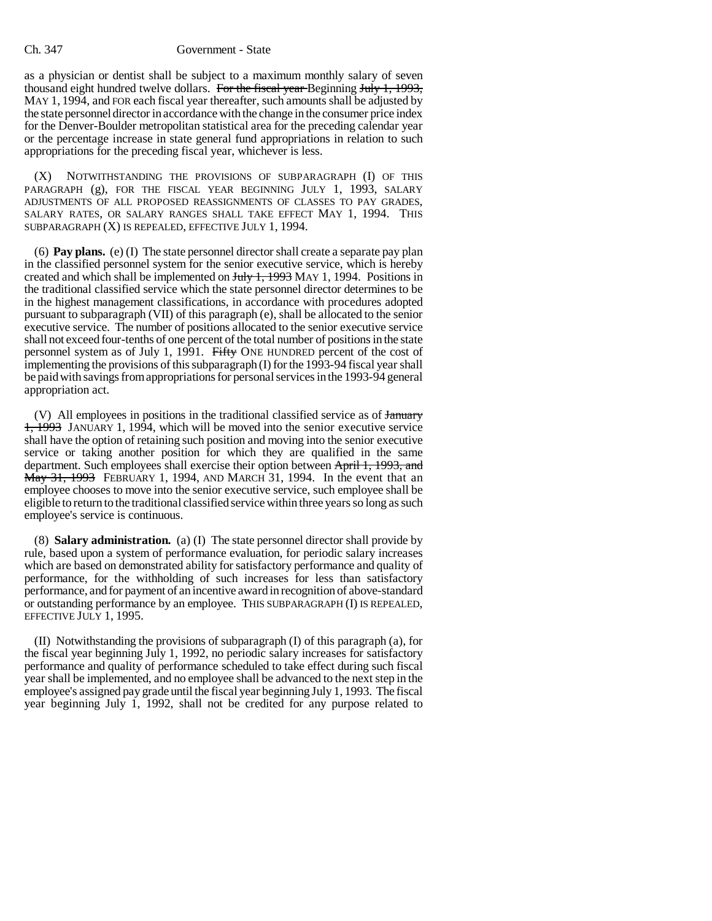as a physician or dentist shall be subject to a maximum monthly salary of seven thousand eight hundred twelve dollars. ~~For the fiscal year~~ Beginning ~~July 1, 1993,~~ MAY 1, 1994, and FOR each fiscal year thereafter, such amounts shall be adjusted by the state personnel director in accordance with the change in the consumer price index for the Denver-Boulder metropolitan statistical area for the preceding calendar year or the percentage increase in state general fund appropriations in relation to such appropriations for the preceding fiscal year, whichever is less.

(X) NOTWITHSTANDING THE PROVISIONS OF SUBPARAGRAPH (I) OF THIS PARAGRAPH (g), FOR THE FISCAL YEAR BEGINNING JULY 1, 1993, SALARY ADJUSTMENTS OF ALL PROPOSED REASSIGNMENTS OF CLASSES TO PAY GRADES, SALARY RATES, OR SALARY RANGES SHALL TAKE EFFECT MAY 1, 1994. THIS SUBPARAGRAPH (X) IS REPEALED, EFFECTIVE JULY 1, 1994.

(6) **Pay plans.** (e) (I) The state personnel director shall create a separate pay plan in the classified personnel system for the senior executive service, which is hereby created and which shall be implemented on ~~July 1, 1993~~ MAY 1, 1994. Positions in the traditional classified service which the state personnel director determines to be in the highest management classifications, in accordance with procedures adopted pursuant to subparagraph (VII) of this paragraph (e), shall be allocated to the senior executive service. The number of positions allocated to the senior executive service shall not exceed four-tenths of one percent of the total number of positions in the state personnel system as of July 1, 1991. ~~Fifty~~ ONE HUNDRED percent of the cost of implementing the provisions of this subparagraph (I) for the 1993-94 fiscal year shall be paid with savings from appropriations for personal services in the 1993-94 general appropriation act.

(V) All employees in positions in the traditional classified service as of ~~January 1, 1993~~ JANUARY 1, 1994, which will be moved into the senior executive service shall have the option of retaining such position and moving into the senior executive service or taking another position for which they are qualified in the same department. Such employees shall exercise their option between ~~April 1, 1993, and May 31, 1993~~ FEBRUARY 1, 1994, AND MARCH 31, 1994. In the event that an employee chooses to move into the senior executive service, such employee shall be eligible to return to the traditional classified service within three years so long as such employee's service is continuous.

(8) **Salary administration.** (a) (I) The state personnel director shall provide by rule, based upon a system of performance evaluation, for periodic salary increases which are based on demonstrated ability for satisfactory performance and quality of performance, for the withholding of such increases for less than satisfactory performance, and for payment of an incentive award in recognition of above-standard or outstanding performance by an employee. THIS SUBPARAGRAPH (I) IS REPEALED, EFFECTIVE JULY 1, 1995.

(II) Notwithstanding the provisions of subparagraph (I) of this paragraph (a), for the fiscal year beginning July 1, 1992, no periodic salary increases for satisfactory performance and quality of performance scheduled to take effect during such fiscal year shall be implemented, and no employee shall be advanced to the next step in the employee's assigned pay grade until the fiscal year beginning July 1, 1993. The fiscal year beginning July 1, 1992, shall not be credited for any purpose related to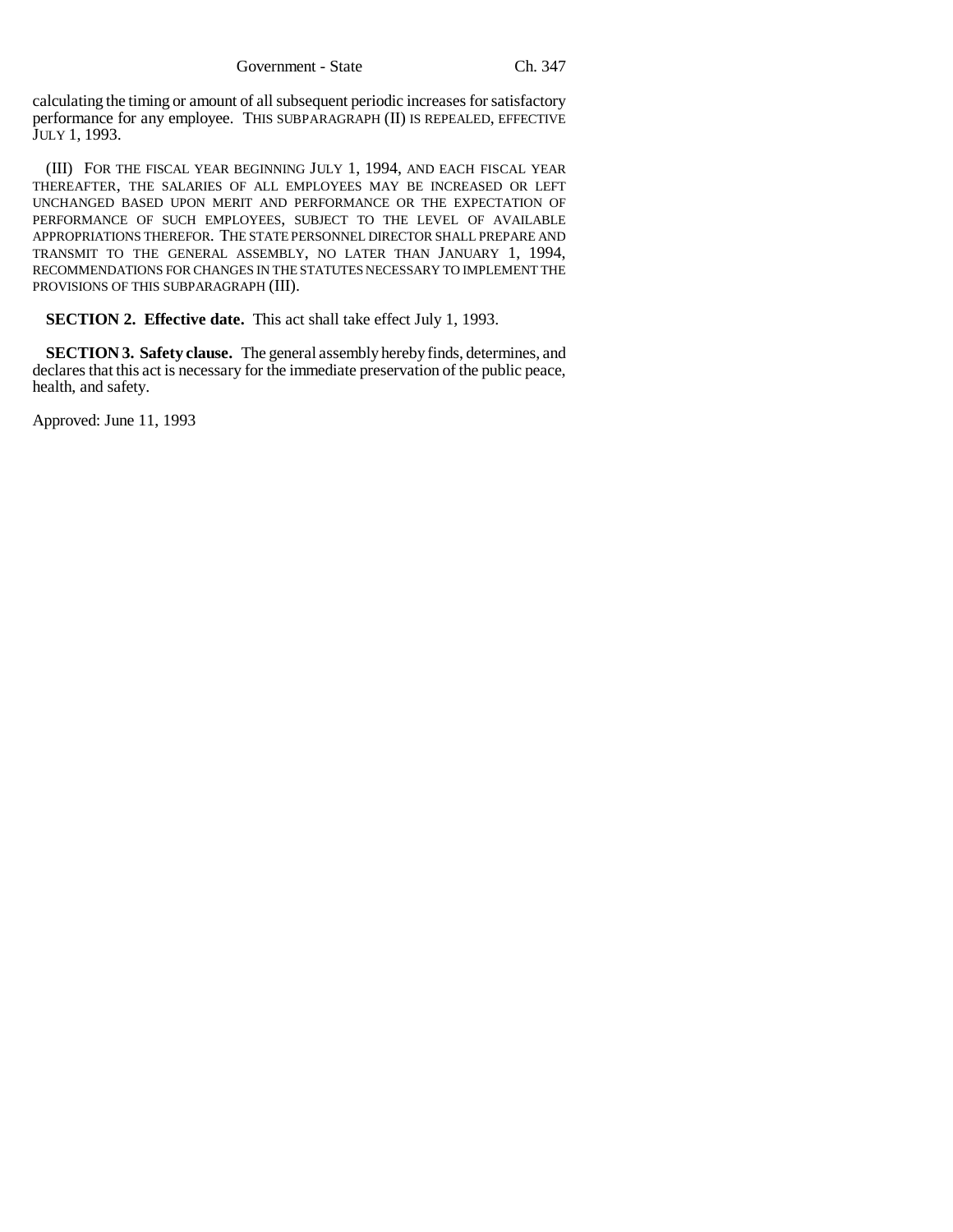calculating the timing or amount of all subsequent periodic increases for satisfactory performance for any employee. THIS SUBPARAGRAPH (II) IS REPEALED, EFFECTIVE JULY 1, 1993.

(III) FOR THE FISCAL YEAR BEGINNING JULY 1, 1994, AND EACH FISCAL YEAR THEREAFTER, THE SALARIES OF ALL EMPLOYEES MAY BE INCREASED OR LEFT UNCHANGED BASED UPON MERIT AND PERFORMANCE OR THE EXPECTATION OF PERFORMANCE OF SUCH EMPLOYEES, SUBJECT TO THE LEVEL OF AVAILABLE APPROPRIATIONS THEREFOR. THE STATE PERSONNEL DIRECTOR SHALL PREPARE AND TRANSMIT TO THE GENERAL ASSEMBLY, NO LATER THAN JANUARY 1, 1994, RECOMMENDATIONS FOR CHANGES IN THE STATUTES NECESSARY TO IMPLEMENT THE PROVISIONS OF THIS SUBPARAGRAPH (III).

**SECTION 2. Effective date.** This act shall take effect July 1, 1993.

**SECTION 3. Safety clause.** The general assembly hereby finds, determines, and declares that this act is necessary for the immediate preservation of the public peace, health, and safety.

Approved: June 11, 1993